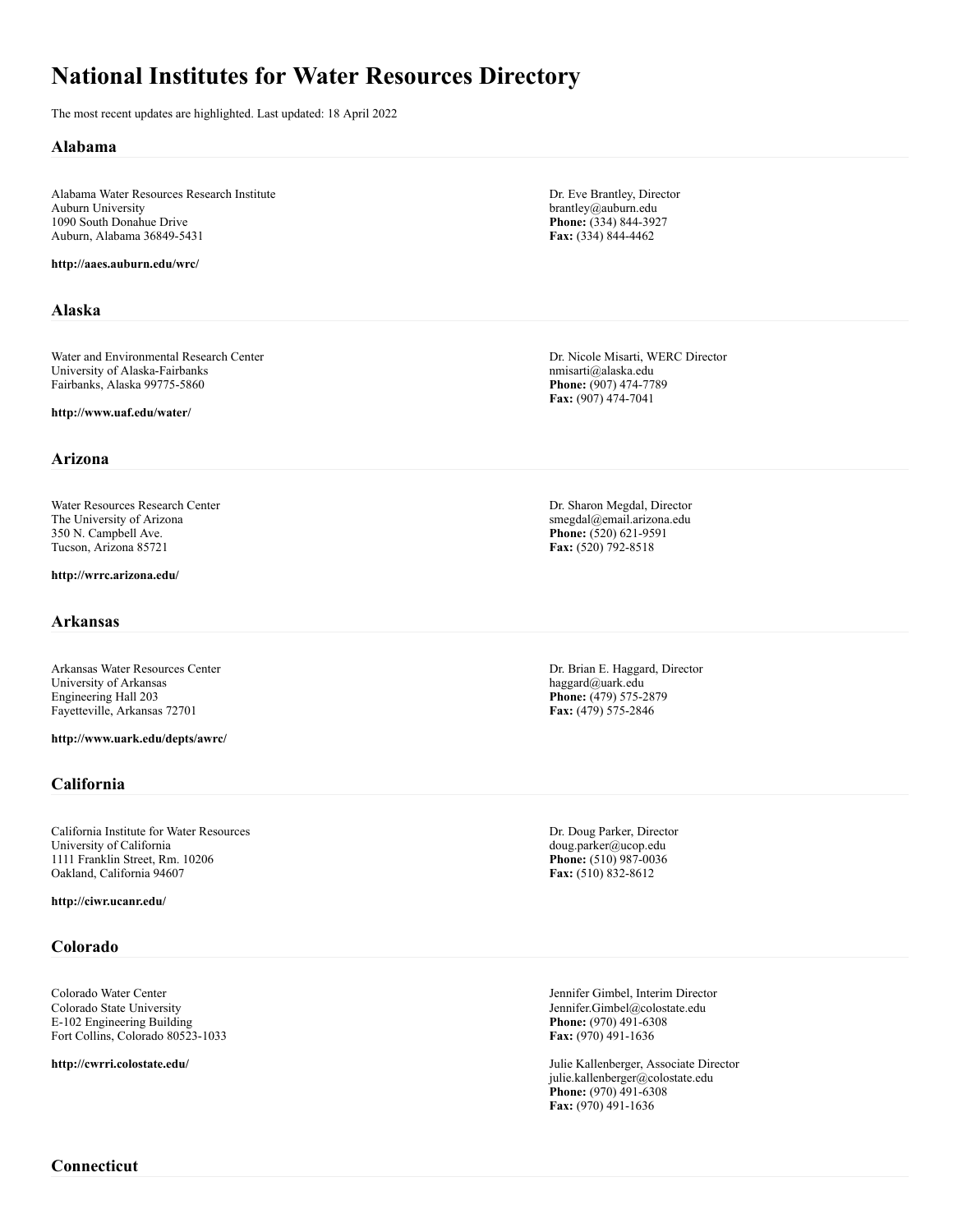# National Institutes for Water Resources Directory

The most recent updates are highlighted. Last updated: 18 April 2022

## Alabama

Alabama Water Resources Research Institute
Auburn University
1090 South Donahue Drive
Auburn, Alabama 36849-5431

**http://aaes.auburn.edu/wrc/**

Dr. Eve Brantley, Director
brantley@auburn.edu
**Phone:** (334) 844-3927
**Fax:** (334) 844-4462

## Alaska

Water and Environmental Research Center
University of Alaska-Fairbanks
Fairbanks, Alaska 99775-5860

**http://www.uaf.edu/water/**

Dr. Nicole Misarti, WERC Director
nmisarti@alaska.edu
**Phone:** (907) 474-7789
**Fax:** (907) 474-7041

## Arizona

Water Resources Research Center
The University of Arizona
350 N. Campbell Ave.
Tucson, Arizona 85721

**http://wrrc.arizona.edu/**

Dr. Sharon Megdal, Director
smegdal@email.arizona.edu
**Phone:** (520) 621-9591
**Fax:** (520) 792-8518

## Arkansas

Arkansas Water Resources Center
University of Arkansas
Engineering Hall 203
Fayetteville, Arkansas 72701

**http://www.uark.edu/depts/awrc/**

Dr. Brian E. Haggard, Director
haggard@uark.edu
**Phone:** (479) 575-2879
**Fax:** (479) 575-2846

## California

California Institute for Water Resources
University of California
1111 Franklin Street, Rm. 10206
Oakland, California 94607

**http://ciwr.ucanr.edu/**

Dr. Doug Parker, Director
doug.parker@ucop.edu
**Phone:** (510) 987-0036
**Fax:** (510) 832-8612

## Colorado

Colorado Water Center
Colorado State University
E-102 Engineering Building
Fort Collins, Colorado 80523-1033

**http://cwrri.colostate.edu/**

Jennifer Gimbel, Interim Director
Jennifer.Gimbel@colostate.edu
**Phone:** (970) 491-6308
**Fax:** (970) 491-1636

Julie Kallenberger, Associate Director
julie.kallenberger@colostate.edu
**Phone:** (970) 491-6308
**Fax:** (970) 491-1636

## Connecticut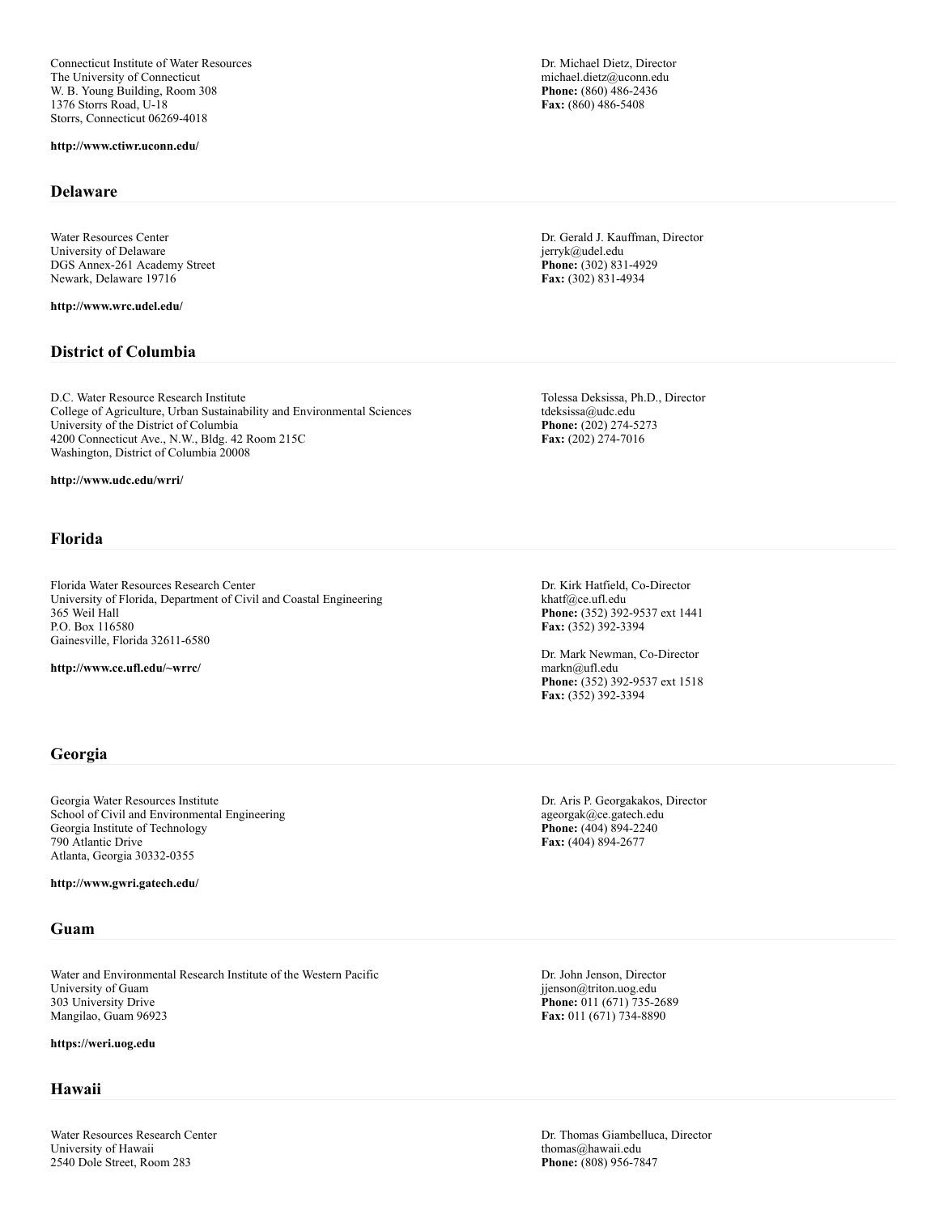Connecticut Institute of Water Resources
The University of Connecticut
W. B. Young Building, Room 308
1376 Storrs Road, U-18
Storrs, Connecticut 06269-4018

**http://www.ctiwr.uconn.edu/**

Dr. Michael Dietz, Director
michael.dietz@uconn.edu
**Phone:** (860) 486-2436
**Fax:** (860) 486-5408

## Delaware

Water Resources Center
University of Delaware
DGS Annex-261 Academy Street
Newark, Delaware 19716

**http://www.wrc.udel.edu/**

Dr. Gerald J. Kauffman, Director
jerryk@udel.edu
**Phone:** (302) 831-4929
**Fax:** (302) 831-4934

## District of Columbia

D.C. Water Resource Research Institute
College of Agriculture, Urban Sustainability and Environmental Sciences
University of the District of Columbia
4200 Connecticut Ave., N.W., Bldg. 42 Room 215C
Washington, District of Columbia 20008

**http://www.udc.edu/wrri/**

Tolessa Deksissa, Ph.D., Director
tdeksissa@udc.edu
**Phone:** (202) 274-5273
**Fax:** (202) 274-7016

## Florida

Florida Water Resources Research Center
University of Florida, Department of Civil and Coastal Engineering
365 Weil Hall
P.O. Box 116580
Gainesville, Florida 32611-6580

**http://www.ce.ufl.edu/~wrrc/**

Dr. Kirk Hatfield, Co-Director
khatf@ce.ufl.edu
**Phone:** (352) 392-9537 ext 1441
**Fax:** (352) 392-3394

Dr. Mark Newman, Co-Director
markn@ufl.edu
**Phone:** (352) 392-9537 ext 1518
**Fax:** (352) 392-3394

## Georgia

Georgia Water Resources Institute
School of Civil and Environmental Engineering
Georgia Institute of Technology
790 Atlantic Drive
Atlanta, Georgia 30332-0355

**http://www.gwri.gatech.edu/**

Dr. Aris P. Georgakakos, Director
ageorgak@ce.gatech.edu
**Phone:** (404) 894-2240
**Fax:** (404) 894-2677

## Guam

Water and Environmental Research Institute of the Western Pacific
University of Guam
303 University Drive
Mangilao, Guam 96923

**https://weri.uog.edu**

Dr. John Jenson, Director
jjenson@triton.uog.edu
**Phone:** 011 (671) 735-2689
**Fax:** 011 (671) 734-8890

## Hawaii

Water Resources Research Center
University of Hawaii
2540 Dole Street, Room 283

Dr. Thomas Giambelluca, Director
thomas@hawaii.edu
**Phone:** (808) 956-7847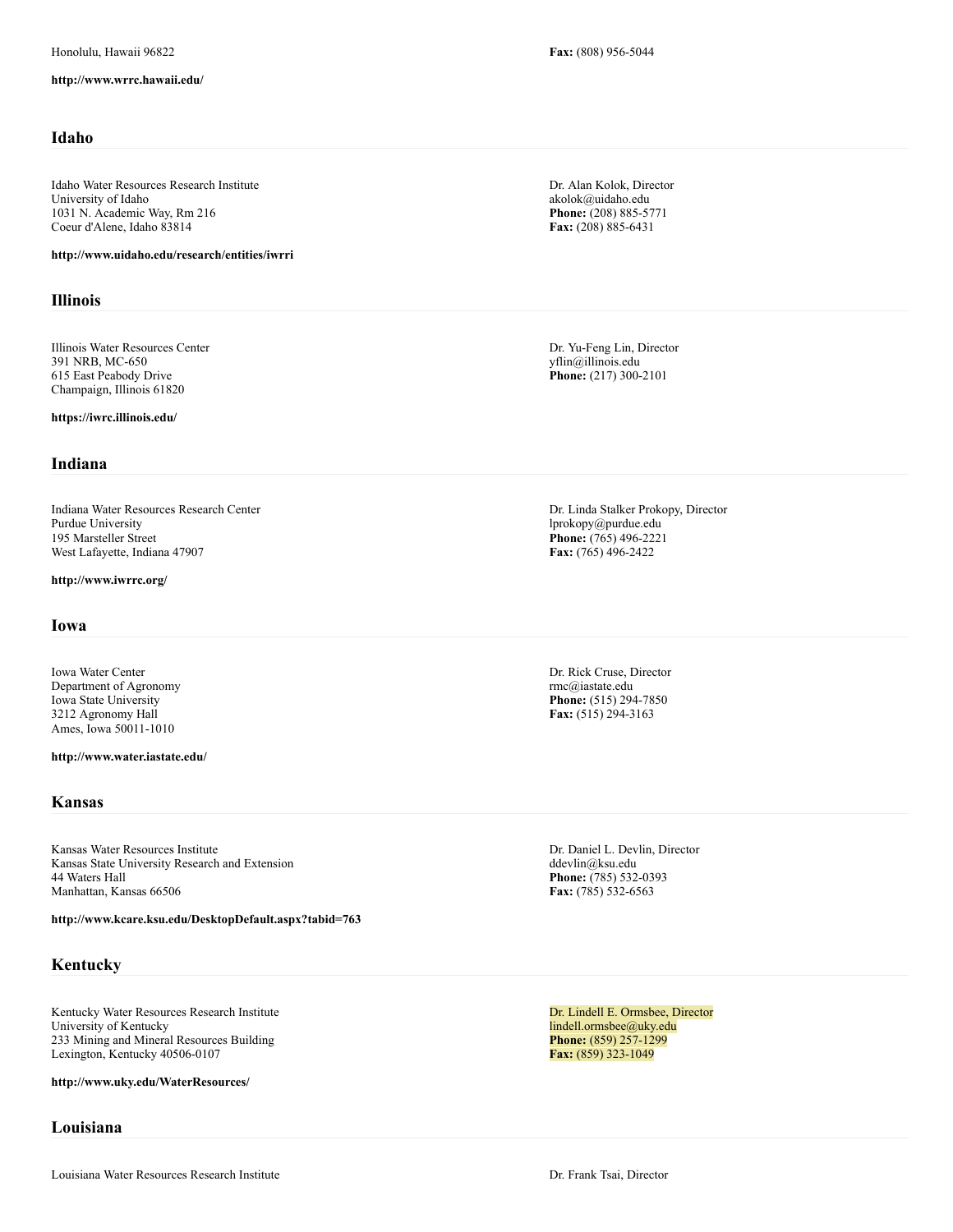Honolulu, Hawaii 96822

**Fax:** (808) 956-5044

**http://www.wrrc.hawaii.edu/**

## Idaho

Idaho Water Resources Research Institute
University of Idaho
1031 N. Academic Way, Rm 216
Coeur d'Alene, Idaho 83814

Dr. Alan Kolok, Director
akolok@uidaho.edu
**Phone:** (208) 885-5771
**Fax:** (208) 885-6431

**http://www.uidaho.edu/research/entities/iwrri**

## Illinois

Illinois Water Resources Center
391 NRB, MC-650
615 East Peabody Drive
Champaign, Illinois 61820

Dr. Yu-Feng Lin, Director
yflin@illinois.edu
**Phone:** (217) 300-2101

**https://iwrc.illinois.edu/**

## Indiana

Indiana Water Resources Research Center
Purdue University
195 Marsteller Street
West Lafayette, Indiana 47907

Dr. Linda Stalker Prokopy, Director
lprokopy@purdue.edu
**Phone:** (765) 496-2221
**Fax:** (765) 496-2422

**http://www.iwrrc.org/**

## Iowa

Iowa Water Center
Department of Agronomy
Iowa State University
3212 Agronomy Hall
Ames, Iowa 50011-1010

Dr. Rick Cruse, Director
rmc@iastate.edu
**Phone:** (515) 294-7850
**Fax:** (515) 294-3163

**http://www.water.iastate.edu/**

## Kansas

Kansas Water Resources Institute
Kansas State University Research and Extension
44 Waters Hall
Manhattan, Kansas 66506

Dr. Daniel L. Devlin, Director
ddevlin@ksu.edu
**Phone:** (785) 532-0393
**Fax:** (785) 532-6563

**http://www.kcare.ksu.edu/DesktopDefault.aspx?tabid=763**

## Kentucky

Kentucky Water Resources Research Institute
University of Kentucky
233 Mining and Mineral Resources Building
Lexington, Kentucky 40506-0107

Dr. Lindell E. Ormsbee, Director
lindell.ormsbee@uky.edu
**Phone:** (859) 257-1299
**Fax:** (859) 323-1049

**http://www.uky.edu/WaterResources/**

## Louisiana

Louisiana Water Resources Research Institute

Dr. Frank Tsai, Director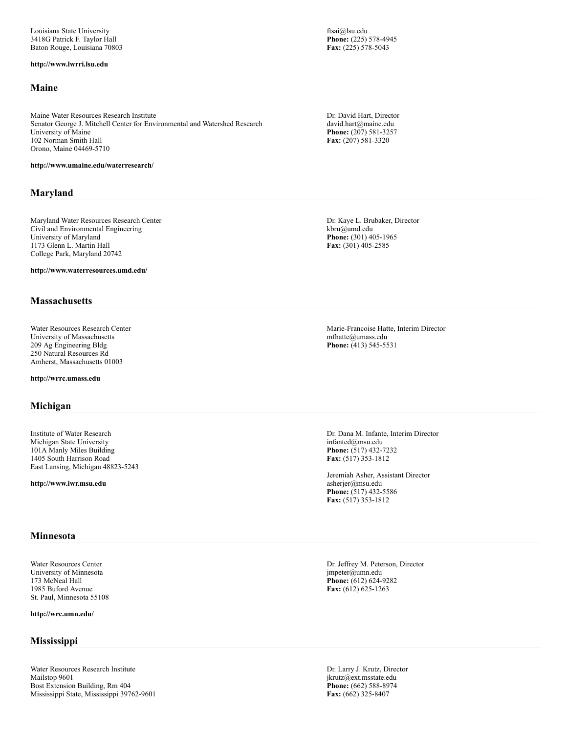Louisiana State University
3418G Patrick F. Taylor Hall
Baton Rouge, Louisiana 70803

ftsai@lsu.edu
**Phone:** (225) 578-4945
**Fax:** (225) 578-5043

**http://www.lwrri.lsu.edu**

## Maine

Maine Water Resources Research Institute
Senator George J. Mitchell Center for Environmental and Watershed Research
University of Maine
102 Norman Smith Hall
Orono, Maine 04469-5710

Dr. David Hart, Director
david.hart@maine.edu
**Phone:** (207) 581-3257
**Fax:** (207) 581-3320

**http://www.umaine.edu/waterresearch/**

## Maryland

Maryland Water Resources Research Center
Civil and Environmental Engineering
University of Maryland
1173 Glenn L. Martin Hall
College Park, Maryland 20742

Dr. Kaye L. Brubaker, Director
kbru@umd.edu
**Phone:** (301) 405-1965
**Fax:** (301) 405-2585

**http://www.waterresources.umd.edu/**

## Massachusetts

Water Resources Research Center
University of Massachusetts
209 Ag Engineering Bldg
250 Natural Resources Rd
Amherst, Massachusetts 01003

Marie-Francoise Hatte, Interim Director
mfhatte@umass.edu
**Phone:** (413) 545-5531

**http://wrrc.umass.edu**

## Michigan

Institute of Water Research
Michigan State University
101A Manly Miles Building
1405 South Harrison Road
East Lansing, Michigan 48823-5243

Dr. Dana M. Infante, Interim Director
infanted@msu.edu
**Phone:** (517) 432-7232
**Fax:** (517) 353-1812

Jeremiah Asher, Assistant Director
asherjer@msu.edu
**Phone:** (517) 432-5586
**Fax:** (517) 353-1812

**http://www.iwr.msu.edu**

## Minnesota

Water Resources Center
University of Minnesota
173 McNeal Hall
1985 Buford Avenue
St. Paul, Minnesota 55108

Dr. Jeffrey M. Peterson, Director
jmpeter@umn.edu
**Phone:** (612) 624-9282
**Fax:** (612) 625-1263

**http://wrc.umn.edu/**

## Mississippi

Water Resources Research Institute
Mailstop 9601
Bost Extension Building, Rm 404
Mississippi State, Mississippi 39762-9601

Dr. Larry J. Krutz, Director
jkrutz@ext.msstate.edu
**Phone:** (662) 588-8974
**Fax:** (662) 325-8407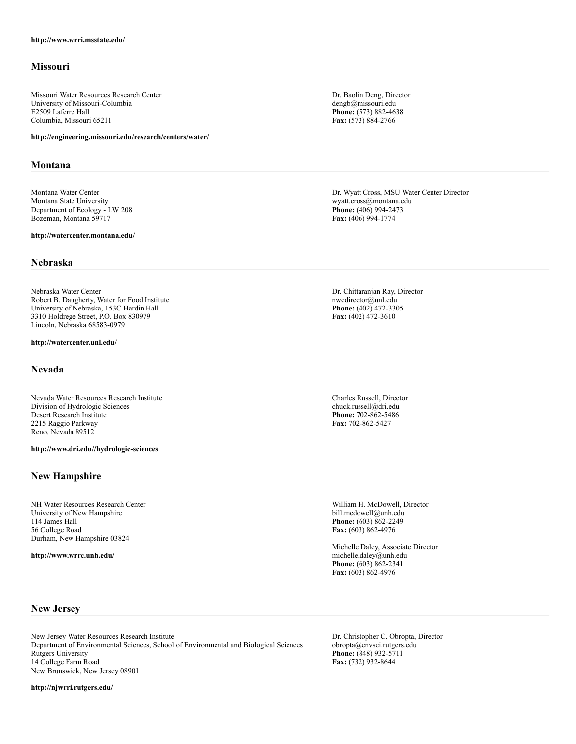**http://www.wrri.msstate.edu/**

## Missouri

Missouri Water Resources Research Center
University of Missouri-Columbia
E2509 Laferre Hall
Columbia, Missouri 65211

**http://engineering.missouri.edu/research/centers/water/**

Dr. Baolin Deng, Director
dengb@missouri.edu
**Phone:** (573) 882-4638
**Fax:** (573) 884-2766

## Montana

Montana Water Center
Montana State University
Department of Ecology - LW 208
Bozeman, Montana 59717

**http://watercenter.montana.edu/**

Dr. Wyatt Cross, MSU Water Center Director
wyatt.cross@montana.edu
**Phone:** (406) 994-2473
**Fax:** (406) 994-1774

## Nebraska

Nebraska Water Center
Robert B. Daugherty, Water for Food Institute
University of Nebraska, 153C Hardin Hall
3310 Holdrege Street, P.O. Box 830979
Lincoln, Nebraska 68583-0979

**http://watercenter.unl.edu/**

Dr. Chittaranjan Ray, Director
nwcdirector@unl.edu
**Phone:** (402) 472-3305
**Fax:** (402) 472-3610

## Nevada

Nevada Water Resources Research Institute
Division of Hydrologic Sciences
Desert Research Institute
2215 Raggio Parkway
Reno, Nevada 89512

**http://www.dri.edu//hydrologic-sciences**

Charles Russell, Director
chuck.russell@dri.edu
**Phone:** 702-862-5486
**Fax:** 702-862-5427

## New Hampshire

NH Water Resources Research Center
University of New Hampshire
114 James Hall
56 College Road
Durham, New Hampshire 03824

**http://www.wrrc.unh.edu/**

William H. McDowell, Director
bill.mcdowell@unh.edu
**Phone:** (603) 862-2249
**Fax:** (603) 862-4976

Michelle Daley, Associate Director
michelle.daley@unh.edu
**Phone:** (603) 862-2341
**Fax:** (603) 862-4976

## New Jersey

New Jersey Water Resources Research Institute
Department of Environmental Sciences, School of Environmental and Biological Sciences
Rutgers University
14 College Farm Road
New Brunswick, New Jersey 08901

**http://njwrri.rutgers.edu/**

Dr. Christopher C. Obropta, Director
obropta@envsci.rutgers.edu
**Phone:** (848) 932-5711
**Fax:** (732) 932-8644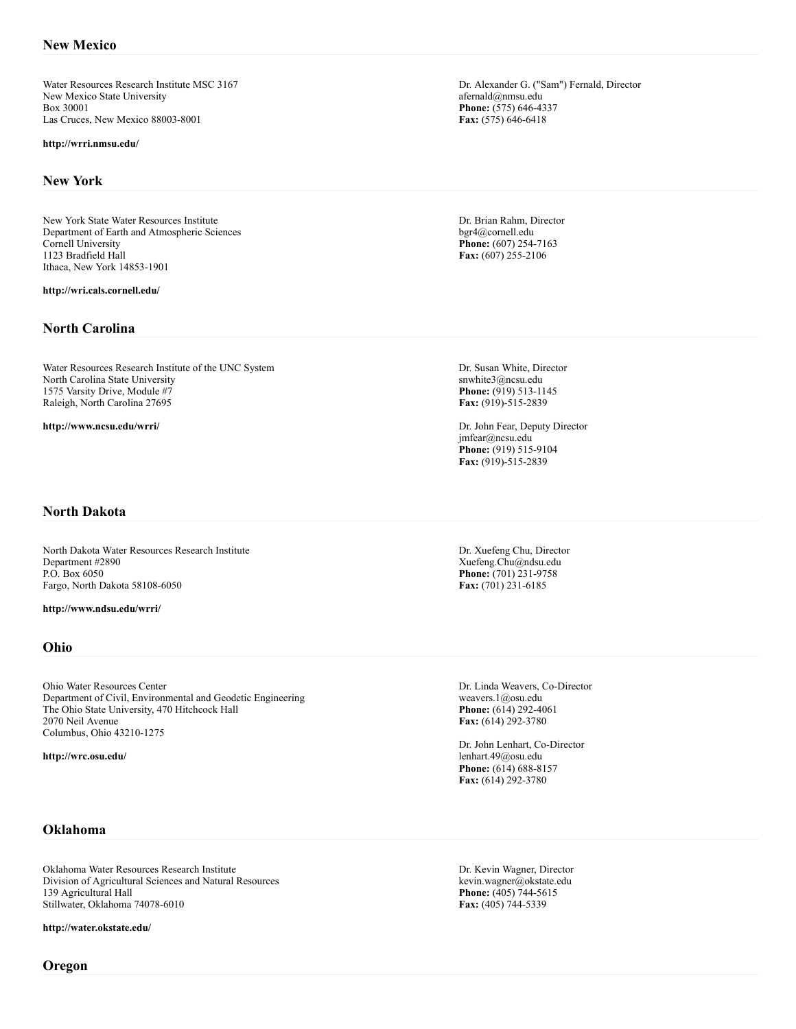## New Mexico

Water Resources Research Institute MSC 3167
New Mexico State University
Box 30001
Las Cruces, New Mexico 88003-8001

**http://wrri.nmsu.edu/**

Dr. Alexander G. ("Sam") Fernald, Director
afernald@nmsu.edu
**Phone:** (575) 646-4337
**Fax:** (575) 646-6418

## New York

New York State Water Resources Institute
Department of Earth and Atmospheric Sciences
Cornell University
1123 Bradfield Hall
Ithaca, New York 14853-1901

**http://wri.cals.cornell.edu/**

Dr. Brian Rahm, Director
bgr4@cornell.edu
**Phone:** (607) 254-7163
**Fax:** (607) 255-2106

## North Carolina

Water Resources Research Institute of the UNC System
North Carolina State University
1575 Varsity Drive, Module #7
Raleigh, North Carolina 27695

**http://www.ncsu.edu/wrri/**

Dr. Susan White, Director
snwhite3@ncsu.edu
**Phone:** (919) 513-1145
**Fax:** (919)-515-2839

Dr. John Fear, Deputy Director
jmfear@ncsu.edu
**Phone:** (919) 515-9104
**Fax:** (919)-515-2839

## North Dakota

North Dakota Water Resources Research Institute
Department #2890
P.O. Box 6050
Fargo, North Dakota 58108-6050

**http://www.ndsu.edu/wrri/**

Dr. Xuefeng Chu, Director
Xuefeng.Chu@ndsu.edu
**Phone:** (701) 231-9758
**Fax:** (701) 231-6185

## Ohio

Ohio Water Resources Center
Department of Civil, Environmental and Geodetic Engineering
The Ohio State University, 470 Hitchcock Hall
2070 Neil Avenue
Columbus, Ohio 43210-1275

**http://wrc.osu.edu/**

Dr. Linda Weavers, Co-Director
weavers.1@osu.edu
**Phone:** (614) 292-4061
**Fax:** (614) 292-3780

Dr. John Lenhart, Co-Director
lenhart.49@osu.edu
**Phone:** (614) 688-8157
**Fax:** (614) 292-3780

## Oklahoma

Oklahoma Water Resources Research Institute
Division of Agricultural Sciences and Natural Resources
139 Agricultural Hall
Stillwater, Oklahoma 74078-6010

**http://water.okstate.edu/**

Dr. Kevin Wagner, Director
kevin.wagner@okstate.edu
**Phone:** (405) 744-5615
**Fax:** (405) 744-5339

## Oregon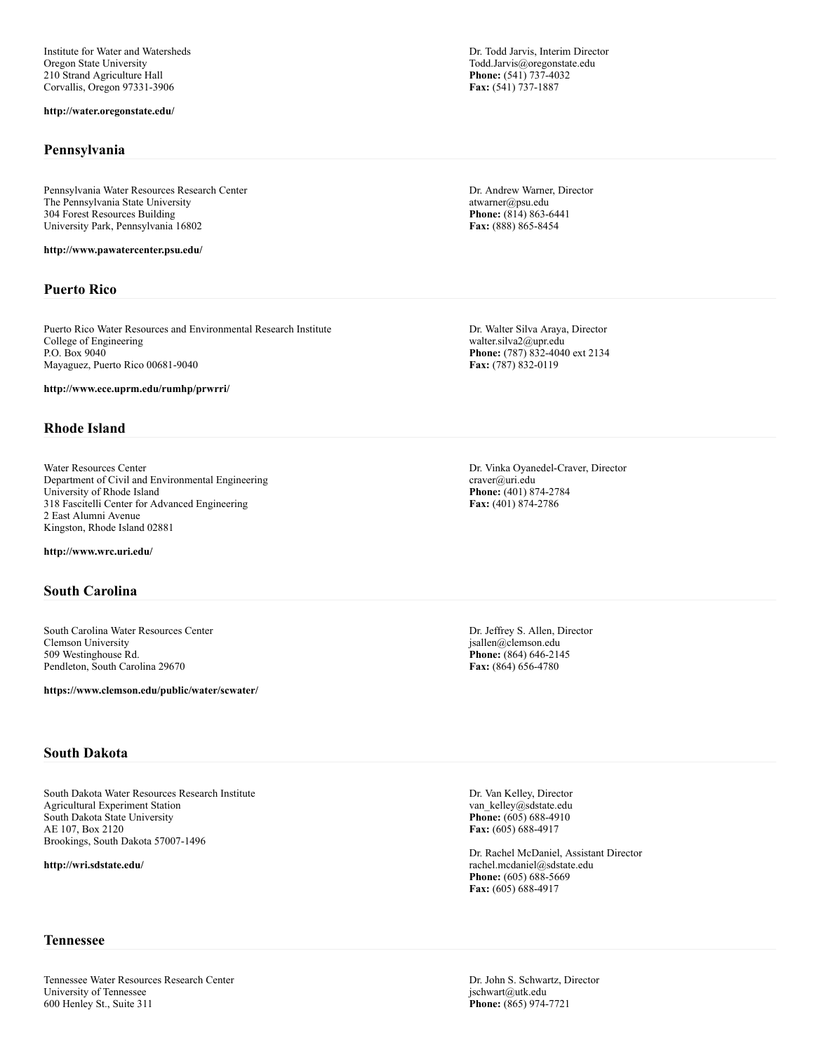Institute for Water and Watersheds
Oregon State University
210 Strand Agriculture Hall
Corvallis, Oregon 97331-3906

**http://water.oregonstate.edu/**

Dr. Todd Jarvis, Interim Director
Todd.Jarvis@oregonstate.edu
**Phone:** (541) 737-4032
**Fax:** (541) 737-1887

## Pennsylvania

Pennsylvania Water Resources Research Center
The Pennsylvania State University
304 Forest Resources Building
University Park, Pennsylvania 16802

**http://www.pawatercenter.psu.edu/**

Dr. Andrew Warner, Director
atwarner@psu.edu
**Phone:** (814) 863-6441
**Fax:** (888) 865-8454

## Puerto Rico

Puerto Rico Water Resources and Environmental Research Institute
College of Engineering
P.O. Box 9040
Mayaguez, Puerto Rico 00681-9040

**http://www.ece.uprm.edu/rumhp/prwrri/**

Dr. Walter Silva Araya, Director
walter.silva2@upr.edu
**Phone:** (787) 832-4040 ext 2134
**Fax:** (787) 832-0119

## Rhode Island

Water Resources Center
Department of Civil and Environmental Engineering
University of Rhode Island
318 Fascitelli Center for Advanced Engineering
2 East Alumni Avenue
Kingston, Rhode Island 02881

**http://www.wrc.uri.edu/**

Dr. Vinka Oyanedel-Craver, Director
craver@uri.edu
**Phone:** (401) 874-2784
**Fax:** (401) 874-2786

## South Carolina

South Carolina Water Resources Center
Clemson University
509 Westinghouse Rd.
Pendleton, South Carolina 29670

**https://www.clemson.edu/public/water/scwater/**

Dr. Jeffrey S. Allen, Director
jsallen@clemson.edu
**Phone:** (864) 646-2145
**Fax:** (864) 656-4780

## South Dakota

South Dakota Water Resources Research Institute
Agricultural Experiment Station
South Dakota State University
AE 107, Box 2120
Brookings, South Dakota 57007-1496

**http://wri.sdstate.edu/**

Dr. Van Kelley, Director
van_kelley@sdstate.edu
**Phone:** (605) 688-4910
**Fax:** (605) 688-4917

Dr. Rachel McDaniel, Assistant Director
rachel.mcdaniel@sdstate.edu
**Phone:** (605) 688-5669
**Fax:** (605) 688-4917

## Tennessee

Tennessee Water Resources Research Center
University of Tennessee
600 Henley St., Suite 311

Dr. John S. Schwartz, Director
jschwart@utk.edu
**Phone:** (865) 974-7721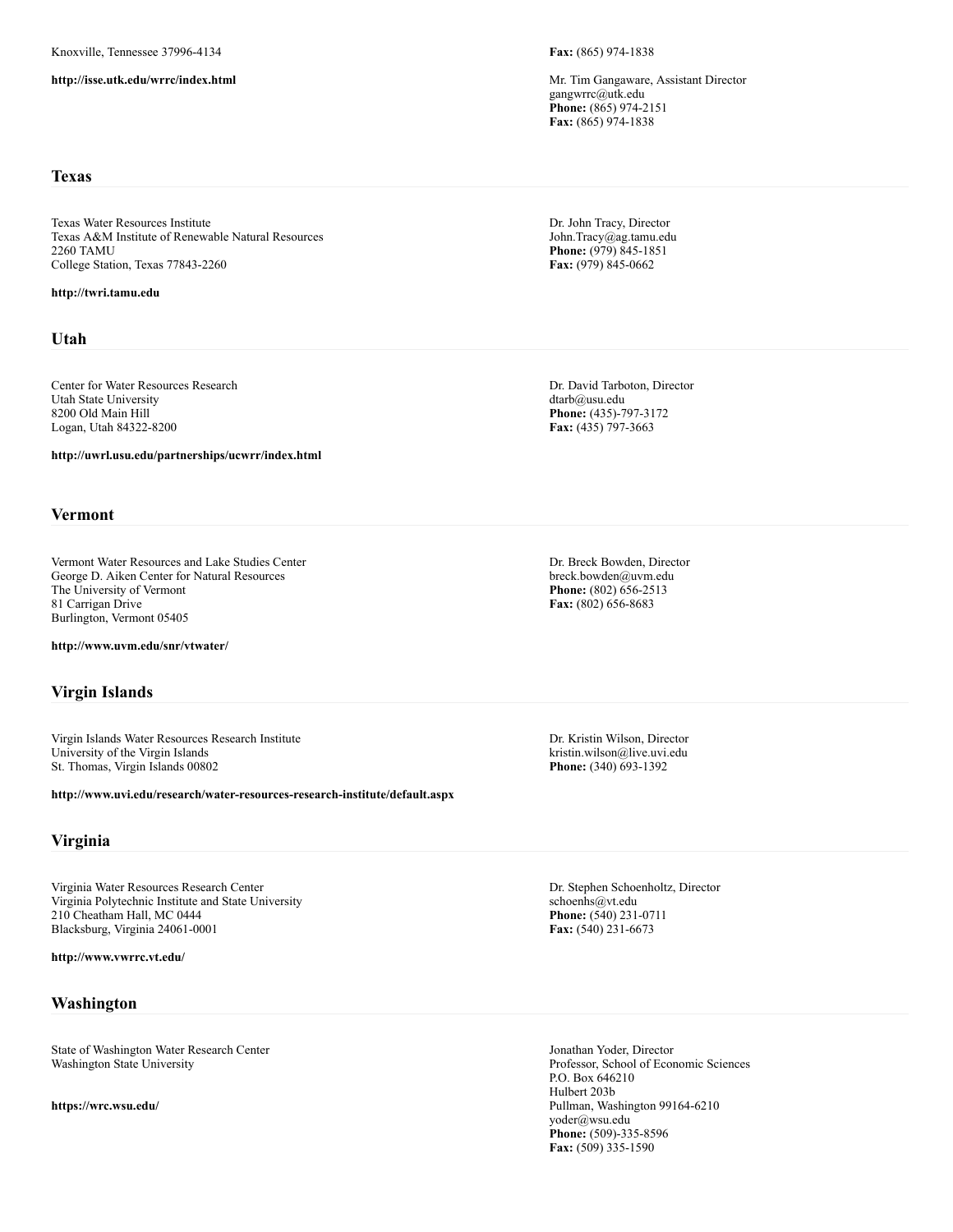Knoxville, Tennessee 37996-4134

**http://isse.utk.edu/wrrc/index.html**

**Fax:** (865) 974-1838

Mr. Tim Gangaware, Assistant Director
gangwrrc@utk.edu
**Phone:** (865) 974-2151
**Fax:** (865) 974-1838

## Texas

Texas Water Resources Institute
Texas A&M Institute of Renewable Natural Resources
2260 TAMU
College Station, Texas 77843-2260

**http://twri.tamu.edu**

Dr. John Tracy, Director
John.Tracy@ag.tamu.edu
**Phone:** (979) 845-1851
**Fax:** (979) 845-0662

## Utah

Center for Water Resources Research
Utah State University
8200 Old Main Hill
Logan, Utah 84322-8200

**http://uwrl.usu.edu/partnerships/ucwrr/index.html**

Dr. David Tarboton, Director
dtarb@usu.edu
**Phone:** (435)-797-3172
**Fax:** (435) 797-3663

## Vermont

Vermont Water Resources and Lake Studies Center
George D. Aiken Center for Natural Resources
The University of Vermont
81 Carrigan Drive
Burlington, Vermont 05405

**http://www.uvm.edu/snr/vtwater/**

Dr. Breck Bowden, Director
breck.bowden@uvm.edu
**Phone:** (802) 656-2513
**Fax:** (802) 656-8683

## Virgin Islands

Virgin Islands Water Resources Research Institute
University of the Virgin Islands
St. Thomas, Virgin Islands 00802

**http://www.uvi.edu/research/water-resources-research-institute/default.aspx**

Dr. Kristin Wilson, Director
kristin.wilson@live.uvi.edu
**Phone:** (340) 693-1392

## Virginia

Virginia Water Resources Research Center
Virginia Polytechnic Institute and State University
210 Cheatham Hall, MC 0444
Blacksburg, Virginia 24061-0001

**http://www.vwrrc.vt.edu/**

Dr. Stephen Schoenholtz, Director
schoenhs@vt.edu
**Phone:** (540) 231-0711
**Fax:** (540) 231-6673

## Washington

State of Washington Water Research Center
Washington State University

**https://wrc.wsu.edu/**

Jonathan Yoder, Director
Professor, School of Economic Sciences
P.O. Box 646210
Hulbert 203b
Pullman, Washington 99164-6210
yoder@wsu.edu
**Phone:** (509)-335-8596
**Fax:** (509) 335-1590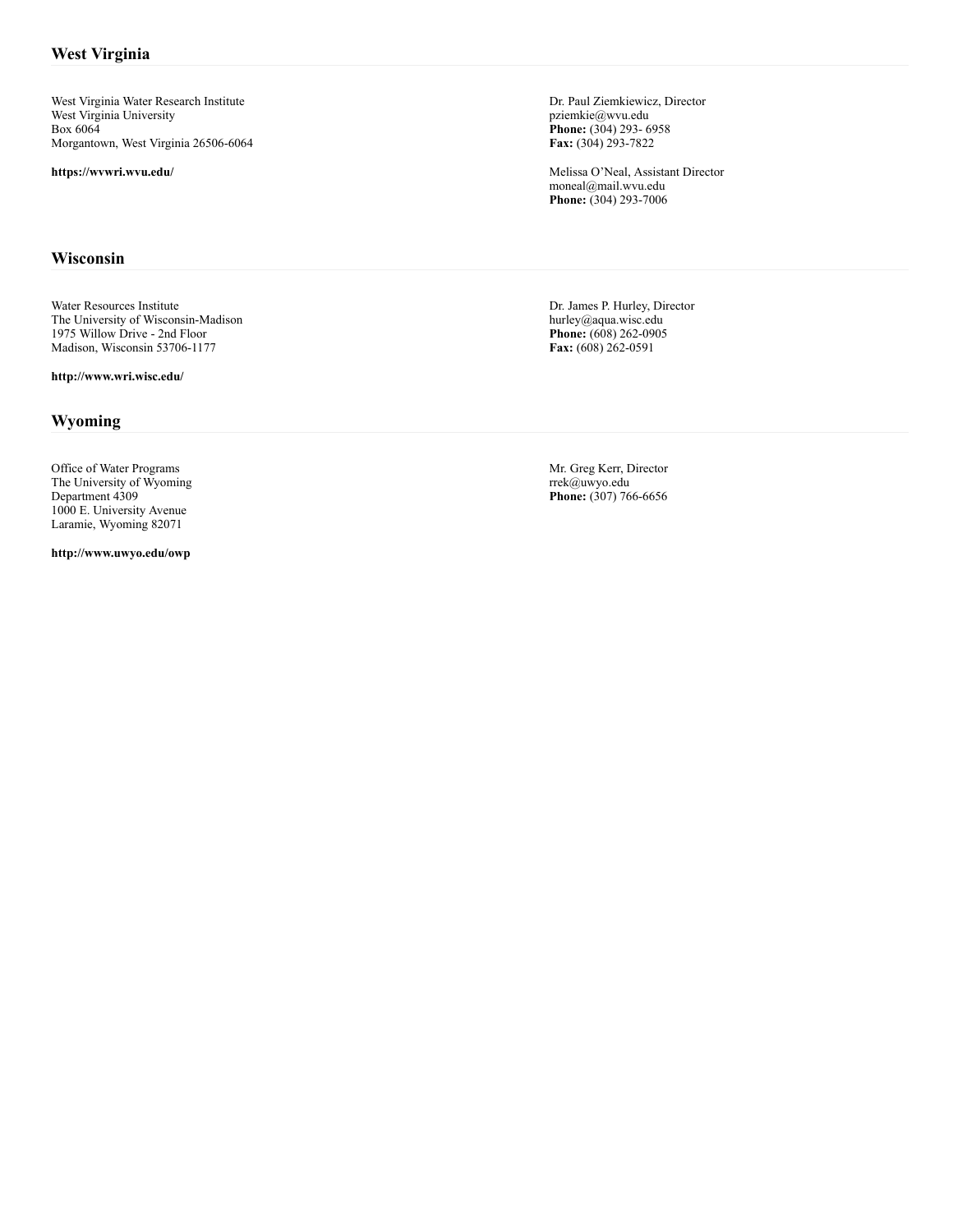## West Virginia

West Virginia Water Research Institute
West Virginia University
Box 6064
Morgantown, West Virginia 26506-6064

**https://wvwri.wvu.edu/**

Dr. Paul Ziemkiewicz, Director
pziemkie@wvu.edu
**Phone:** (304) 293- 6958
**Fax:** (304) 293-7822

Melissa O'Neal, Assistant Director
moneal@mail.wvu.edu
**Phone:** (304) 293-7006

## Wisconsin

Water Resources Institute
The University of Wisconsin-Madison
1975 Willow Drive - 2nd Floor
Madison, Wisconsin 53706-1177

**http://www.wri.wisc.edu/**

Dr. James P. Hurley, Director
hurley@aqua.wisc.edu
**Phone:** (608) 262-0905
**Fax:** (608) 262-0591

## Wyoming

Office of Water Programs
The University of Wyoming
Department 4309
1000 E. University Avenue
Laramie, Wyoming 82071

**http://www.uwyo.edu/owp**

Mr. Greg Kerr, Director
rrek@uwyo.edu
**Phone:** (307) 766-6656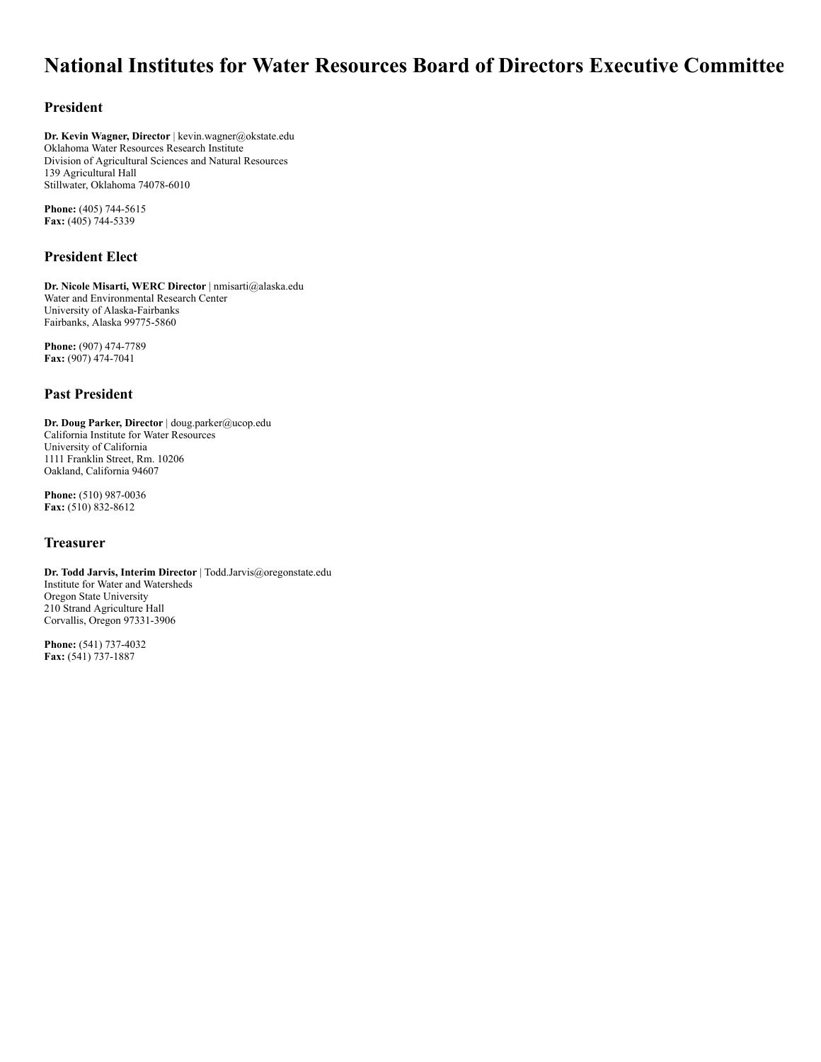# National Institutes for Water Resources Board of Directors Executive Committee

## President

**Dr. Kevin Wagner, Director** | kevin.wagner@okstate.edu
Oklahoma Water Resources Research Institute
Division of Agricultural Sciences and Natural Resources
139 Agricultural Hall
Stillwater, Oklahoma 74078-6010

**Phone:** (405) 744-5615
**Fax:** (405) 744-5339

## President Elect

**Dr. Nicole Misarti, WERC Director** | nmisarti@alaska.edu
Water and Environmental Research Center
University of Alaska-Fairbanks
Fairbanks, Alaska 99775-5860

**Phone:** (907) 474-7789
**Fax:** (907) 474-7041

## Past President

**Dr. Doug Parker, Director** | doug.parker@ucop.edu
California Institute for Water Resources
University of California
1111 Franklin Street, Rm. 10206
Oakland, California 94607

**Phone:** (510) 987-0036
**Fax:** (510) 832-8612

## Treasurer

**Dr. Todd Jarvis, Interim Director** | Todd.Jarvis@oregonstate.edu
Institute for Water and Watersheds
Oregon State University
210 Strand Agriculture Hall
Corvallis, Oregon 97331-3906

**Phone:** (541) 737-4032
**Fax:** (541) 737-1887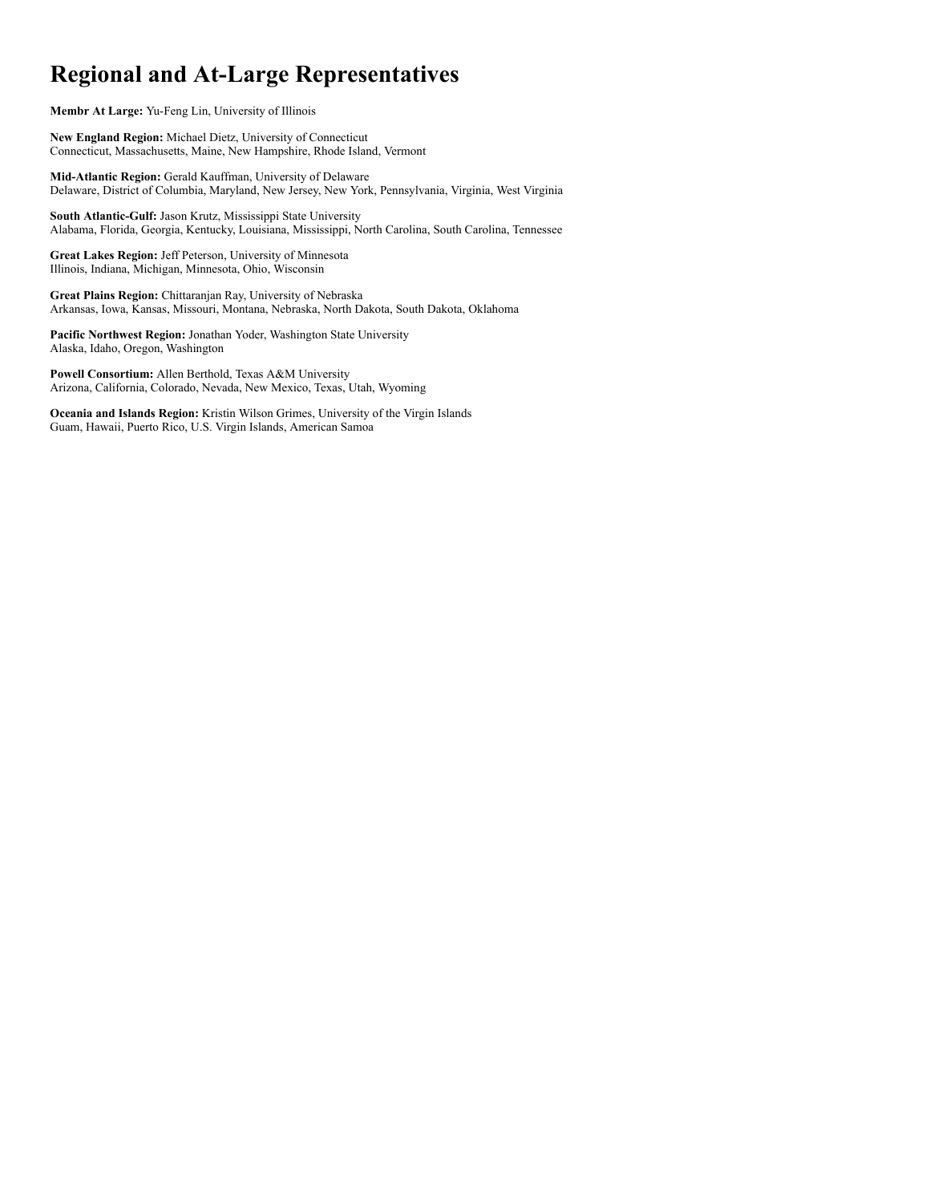# Regional and At-Large Representatives

**Membr At Large:** Yu-Feng Lin, University of Illinois

**New England Region:** Michael Dietz, University of Connecticut
Connecticut, Massachusetts, Maine, New Hampshire, Rhode Island, Vermont

**Mid-Atlantic Region:** Gerald Kauffman, University of Delaware
Delaware, District of Columbia, Maryland, New Jersey, New York, Pennsylvania, Virginia, West Virginia

**South Atlantic-Gulf:** Jason Krutz, Mississippi State University
Alabama, Florida, Georgia, Kentucky, Louisiana, Mississippi, North Carolina, South Carolina, Tennessee

**Great Lakes Region:** Jeff Peterson, University of Minnesota
Illinois, Indiana, Michigan, Minnesota, Ohio, Wisconsin

**Great Plains Region:** Chittaranjan Ray, University of Nebraska
Arkansas, Iowa, Kansas, Missouri, Montana, Nebraska, North Dakota, South Dakota, Oklahoma

**Pacific Northwest Region:** Jonathan Yoder, Washington State University
Alaska, Idaho, Oregon, Washington

**Powell Consortium:** Allen Berthold, Texas A&M University
Arizona, California, Colorado, Nevada, New Mexico, Texas, Utah, Wyoming

**Oceania and Islands Region:** Kristin Wilson Grimes, University of the Virgin Islands
Guam, Hawaii, Puerto Rico, U.S. Virgin Islands, American Samoa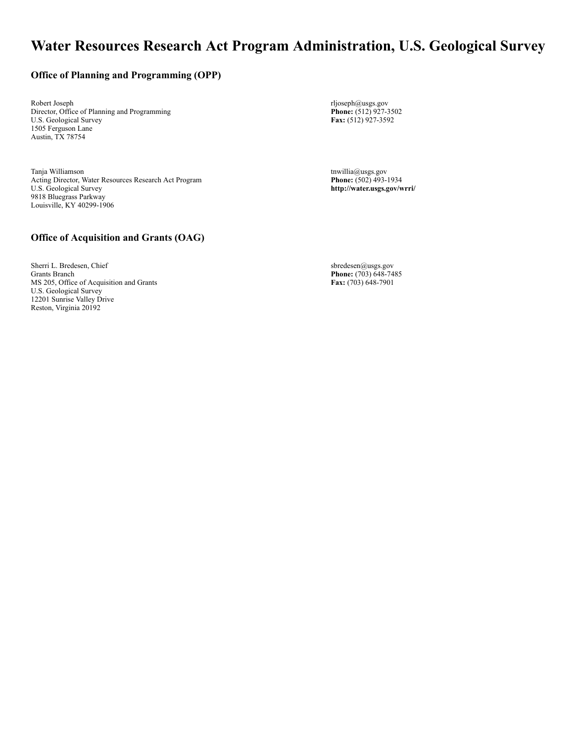# Water Resources Research Act Program Administration, U.S. Geological Survey

## Office of Planning and Programming (OPP)

Robert Joseph
Director, Office of Planning and Programming
U.S. Geological Survey
1505 Ferguson Lane
Austin, TX 78754

rljoseph@usgs.gov
**Phone:** (512) 927-3502
**Fax:** (512) 927-3592

Tanja Williamson
Acting Director, Water Resources Research Act Program
U.S. Geological Survey
9818 Bluegrass Parkway
Louisville, KY 40299-1906

tnwillia@usgs.gov
**Phone:** (502) 493-1934
**http://water.usgs.gov/wrri/**

## Office of Acquisition and Grants (OAG)

Sherri L. Bredesen, Chief
Grants Branch
MS 205, Office of Acquisition and Grants
U.S. Geological Survey
12201 Sunrise Valley Drive
Reston, Virginia 20192

sbredesen@usgs.gov
**Phone:** (703) 648-7485
**Fax:** (703) 648-7901